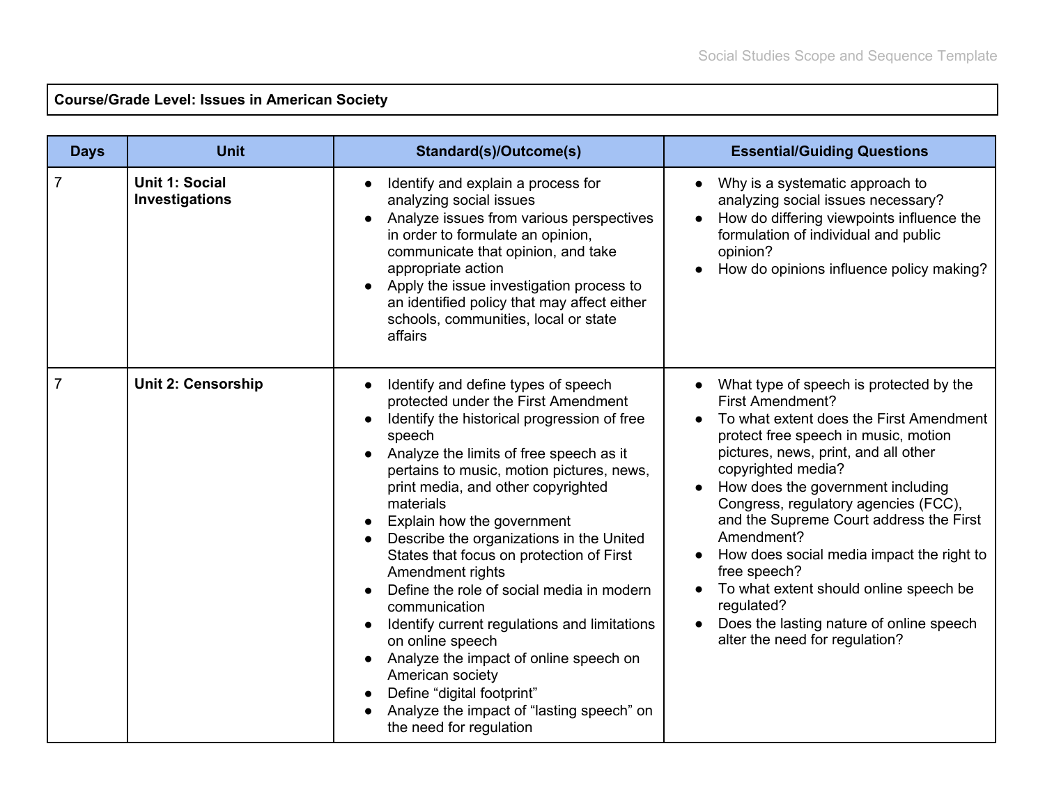**Course/Grade Level: Issues in American Society**

| Days | Unit | Standard(s)/Outcome(s) | Essential/Guiding Questions |
|---|---|---|---|
| 7 | **Unit 1: Social Investigations** | • Identify and explain a process for analyzing social issues<br>• Analyze issues from various perspectives in order to formulate an opinion, communicate that opinion, and take appropriate action<br>• Apply the issue investigation process to an identified policy that may affect either schools, communities, local or state affairs | • Why is a systematic approach to analyzing social issues necessary?<br>• How do differing viewpoints influence the formulation of individual and public opinion?<br>• How do opinions influence policy making? |
| 7 | **Unit 2: Censorship** | • Identify and define types of speech protected under the First Amendment<br>• Identify the historical progression of free speech<br>• Analyze the limits of free speech as it pertains to music, motion pictures, news, print media, and other copyrighted materials<br>• Explain how the government<br>• Describe the organizations in the United States that focus on protection of First Amendment rights<br>• Define the role of social media in modern communication<br>• Identify current regulations and limitations on online speech<br>• Analyze the impact of online speech on American society<br>• Define “digital footprint”<br>• Analyze the impact of “lasting speech” on the need for regulation | • What type of speech is protected by the First Amendment?<br>• To what extent does the First Amendment protect free speech in music, motion pictures, news, print, and all other copyrighted media?<br>• How does the government including Congress, regulatory agencies (FCC), and the Supreme Court address the First Amendment?<br>• How does social media impact the right to free speech?<br>• To what extent should online speech be regulated?<br>• Does the lasting nature of online speech alter the need for regulation? |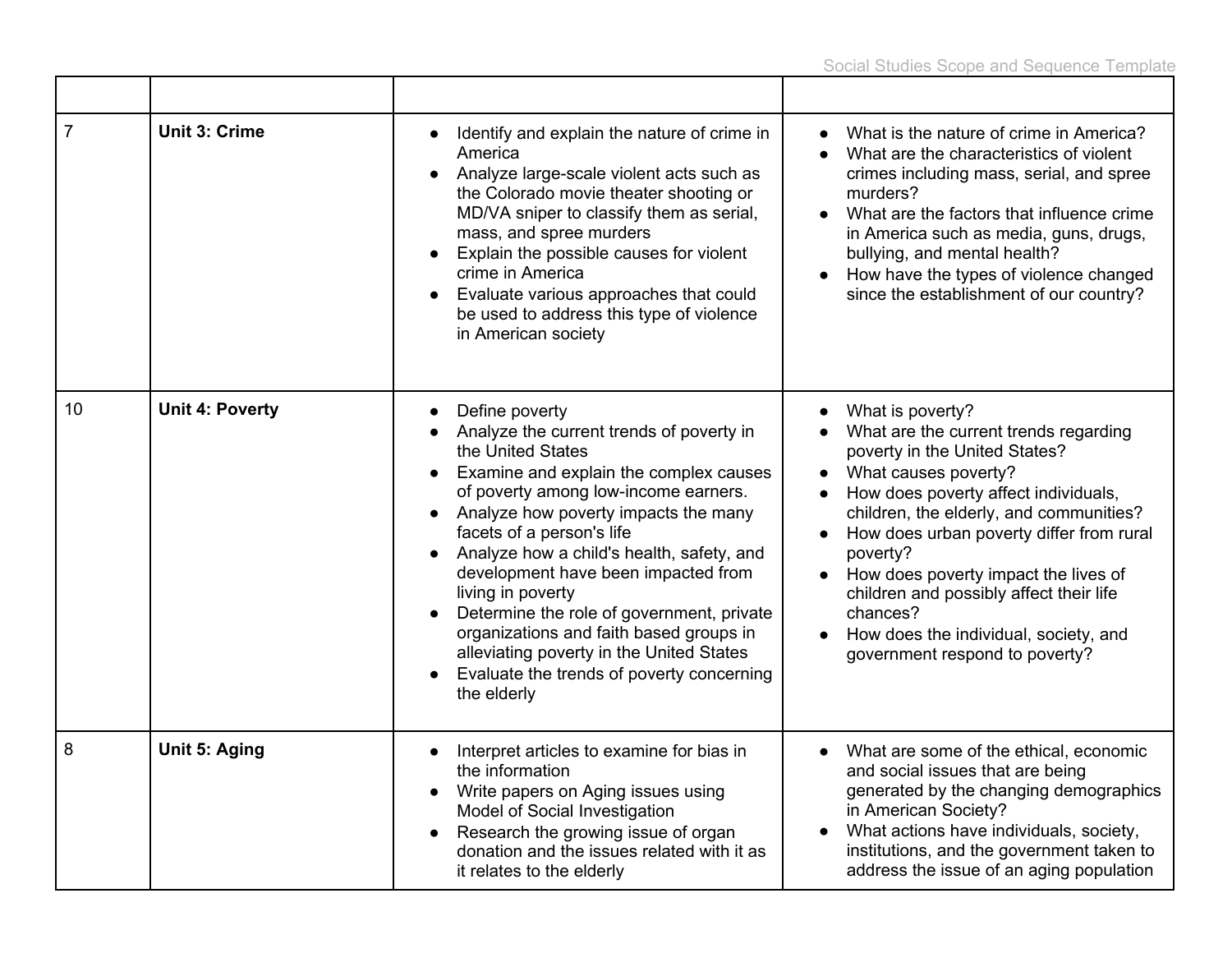| | | | |
|---|---|---|---|
| 7 | **Unit 3: Crime** | <ul><li>Identify and explain the nature of crime in America</li><li>Analyze large-scale violent acts such as the Colorado movie theater shooting or MD/VA sniper to classify them as serial, mass, and spree murders</li><li>Explain the possible causes for violent crime in America</li><li>Evaluate various approaches that could be used to address this type of violence in American society</li></ul> | <ul><li>What is the nature of crime in America?</li><li>What are the characteristics of violent crimes including mass, serial, and spree murders?</li><li>What are the factors that influence crime in America such as media, guns, drugs, bullying, and mental health?</li><li>How have the types of violence changed since the establishment of our country?</li></ul> |
| 10 | **Unit 4: Poverty** | <ul><li>Define poverty</li><li>Analyze the current trends of poverty in the United States</li><li>Examine and explain the complex causes of poverty among low-income earners.</li><li>Analyze how poverty impacts the many facets of a person's life</li><li>Analyze how a child's health, safety, and development have been impacted from living in poverty</li><li>Determine the role of government, private organizations and faith based groups in alleviating poverty in the United States</li><li>Evaluate the trends of poverty concerning the elderly</li></ul> | <ul><li>What is poverty?</li><li>What are the current trends regarding poverty in the United States?</li><li>What causes poverty?</li><li>How does poverty affect individuals, children, the elderly, and communities?</li><li>How does urban poverty differ from rural poverty?</li><li>How does poverty impact the lives of children and possibly affect their life chances?</li><li>How does the individual, society, and government respond to poverty?</li></ul> |
| 8 | **Unit 5: Aging** | <ul><li>Interpret articles to examine for bias in the information</li><li>Write papers on Aging issues using Model of Social Investigation</li><li>Research the growing issue of organ donation and the issues related with it as it relates to the elderly</li></ul> | <ul><li>What are some of the ethical, economic and social issues that are being generated by the changing demographics in American Society?</li><li>What actions have individuals, society, institutions, and the government taken to address the issue of an aging population</li></ul> |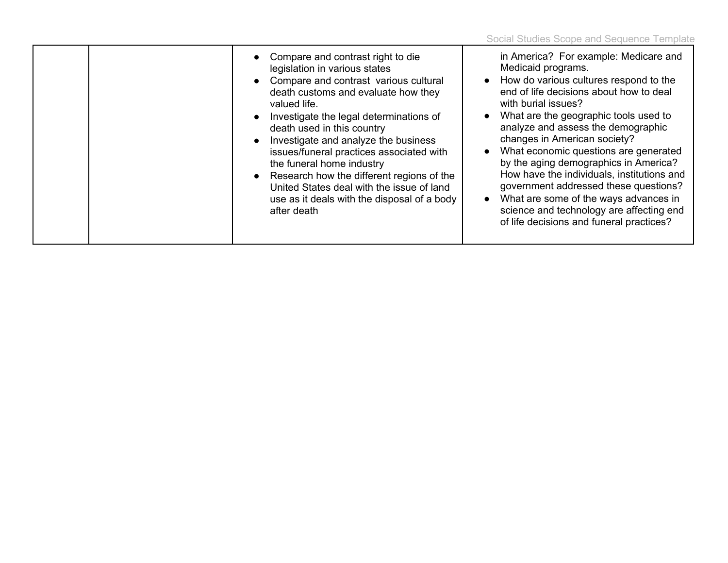| | | | |
|---|---|---|---|
| | | • Compare and contrast right to die legislation in various states<br>• Compare and contrast various cultural death customs and evaluate how they valued life.<br>• Investigate the legal determinations of death used in this country<br>• Investigate and analyze the business issues/funeral practices associated with the funeral home industry<br>• Research how the different regions of the United States deal with the issue of land use as it deals with the disposal of a body after death | in America? For example: Medicare and Medicaid programs.<br>• How do various cultures respond to the end of life decisions about how to deal with burial issues?<br>• What are the geographic tools used to analyze and assess the demographic changes in American society?<br>• What economic questions are generated by the aging demographics in America? How have the individuals, institutions and government addressed these questions?<br>• What are some of the ways advances in science and technology are affecting end of life decisions and funeral practices? |